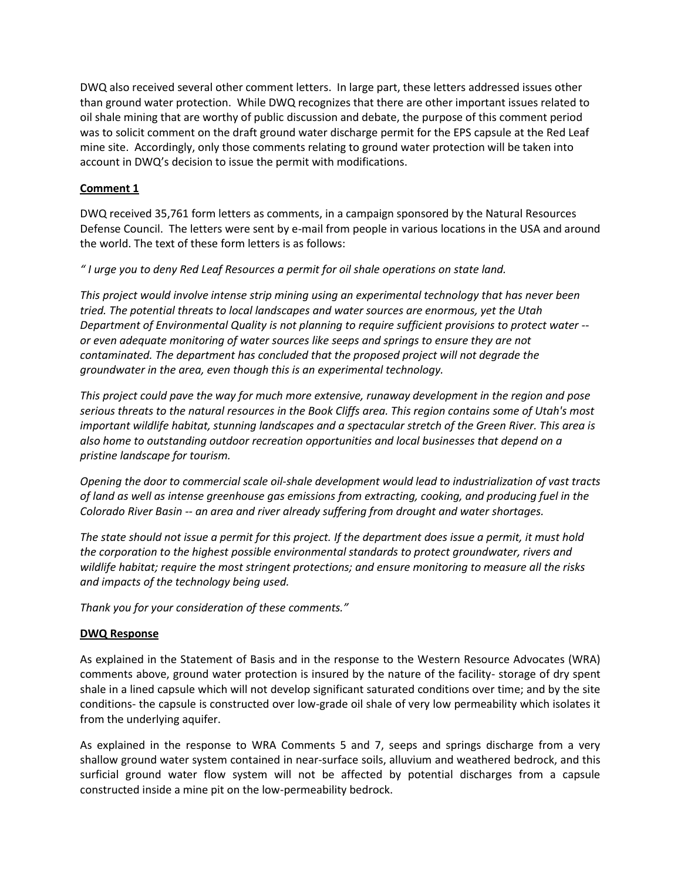DWQ also received several other comment letters. In large part, these letters addressed issues other than ground water protection. While DWQ recognizes that there are other important issues related to oil shale mining that are worthy of public discussion and debate, the purpose of this comment period was to solicit comment on the draft ground water discharge permit for the EPS capsule at the Red Leaf mine site. Accordingly, only those comments relating to ground water protection will be taken into account in DWQ's decision to issue the permit with modifications.

**Comment 1**

DWQ received 35,761 form letters as comments, in a campaign sponsored by the Natural Resources Defense Council. The letters were sent by e-mail from people in various locations in the USA and around the world. The text of these form letters is as follows:

*" I urge you to deny Red Leaf Resources a permit for oil shale operations on state land.*

*This project would involve intense strip mining using an experimental technology that has never been tried. The potential threats to local landscapes and water sources are enormous, yet the Utah Department of Environmental Quality is not planning to require sufficient provisions to protect water -- or even adequate monitoring of water sources like seeps and springs to ensure they are not contaminated. The department has concluded that the proposed project will not degrade the groundwater in the area, even though this is an experimental technology.*

*This project could pave the way for much more extensive, runaway development in the region and pose serious threats to the natural resources in the Book Cliffs area. This region contains some of Utah's most important wildlife habitat, stunning landscapes and a spectacular stretch of the Green River. This area is also home to outstanding outdoor recreation opportunities and local businesses that depend on a pristine landscape for tourism.*

*Opening the door to commercial scale oil-shale development would lead to industrialization of vast tracts of land as well as intense greenhouse gas emissions from extracting, cooking, and producing fuel in the Colorado River Basin -- an area and river already suffering from drought and water shortages.*

*The state should not issue a permit for this project. If the department does issue a permit, it must hold the corporation to the highest possible environmental standards to protect groundwater, rivers and wildlife habitat; require the most stringent protections; and ensure monitoring to measure all the risks and impacts of the technology being used.*

*Thank you for your consideration of these comments."*

**DWQ Response**

As explained in the Statement of Basis and in the response to the Western Resource Advocates (WRA) comments above, ground water protection is insured by the nature of the facility- storage of dry spent shale in a lined capsule which will not develop significant saturated conditions over time; and by the site conditions- the capsule is constructed over low-grade oil shale of very low permeability which isolates it from the underlying aquifer.

As explained in the response to WRA Comments 5 and 7, seeps and springs discharge from a very shallow ground water system contained in near-surface soils, alluvium and weathered bedrock, and this surficial ground water flow system will not be affected by potential discharges from a capsule constructed inside a mine pit on the low-permeability bedrock.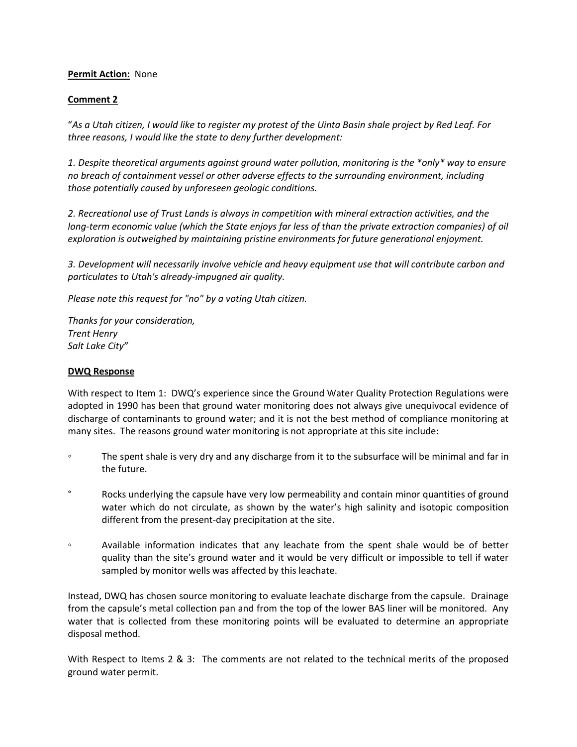**Permit Action:** None

**Comment 2**

"*As a Utah citizen, I would like to register my protest of the Uinta Basin shale project by Red Leaf. For three reasons, I would like the state to deny further development:*

*1. Despite theoretical arguments against ground water pollution, monitoring is the *only* way to ensure no breach of containment vessel or other adverse effects to the surrounding environment, including those potentially caused by unforeseen geologic conditions.*

*2. Recreational use of Trust Lands is always in competition with mineral extraction activities, and the long-term economic value (which the State enjoys far less of than the private extraction companies) of oil exploration is outweighed by maintaining pristine environments for future generational enjoyment.*

*3. Development will necessarily involve vehicle and heavy equipment use that will contribute carbon and particulates to Utah's already-impugned air quality.*

*Please note this request for "no" by a voting Utah citizen.*

*Thanks for your consideration,*
*Trent Henry*
*Salt Lake City*"

**DWQ Response**

With respect to Item 1: DWQ's experience since the Ground Water Quality Protection Regulations were adopted in 1990 has been that ground water monitoring does not always give unequivocal evidence of discharge of contaminants to ground water; and it is not the best method of compliance monitoring at many sites. The reasons ground water monitoring is not appropriate at this site include:

- The spent shale is very dry and any discharge from it to the subsurface will be minimal and far in the future.
- Rocks underlying the capsule have very low permeability and contain minor quantities of ground water which do not circulate, as shown by the water's high salinity and isotopic composition different from the present-day precipitation at the site.
- Available information indicates that any leachate from the spent shale would be of better quality than the site's ground water and it would be very difficult or impossible to tell if water sampled by monitor wells was affected by this leachate.

Instead, DWQ has chosen source monitoring to evaluate leachate discharge from the capsule. Drainage from the capsule's metal collection pan and from the top of the lower BAS liner will be monitored. Any water that is collected from these monitoring points will be evaluated to determine an appropriate disposal method.

With Respect to Items 2 & 3: The comments are not related to the technical merits of the proposed ground water permit.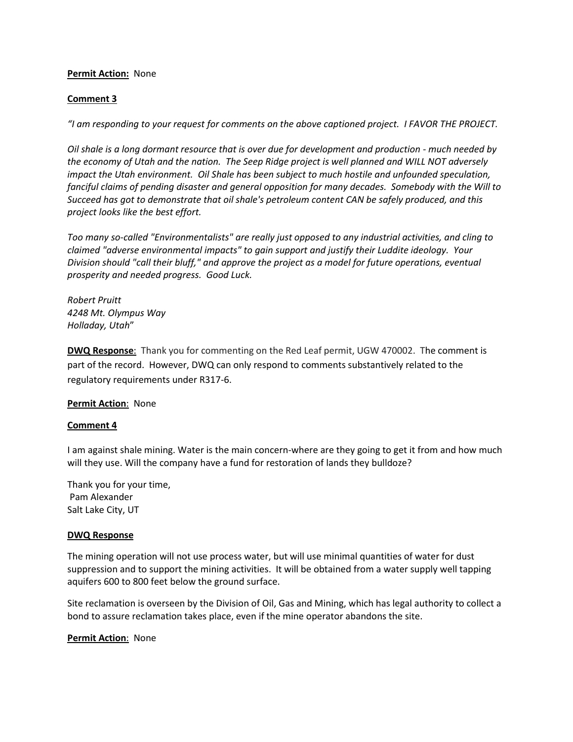**Permit Action:** None

**Comment 3**

*"I am responding to your request for comments on the above captioned project. I FAVOR THE PROJECT.*

*Oil shale is a long dormant resource that is over due for development and production - much needed by the economy of Utah and the nation. The Seep Ridge project is well planned and WILL NOT adversely impact the Utah environment. Oil Shale has been subject to much hostile and unfounded speculation, fanciful claims of pending disaster and general opposition for many decades. Somebody with the Will to Succeed has got to demonstrate that oil shale's petroleum content CAN be safely produced, and this project looks like the best effort.*

*Too many so-called "Environmentalists" are really just opposed to any industrial activities, and cling to claimed "adverse environmental impacts" to gain support and justify their Luddite ideology. Your Division should "call their bluff," and approve the project as a model for future operations, eventual prosperity and needed progress. Good Luck.*

*Robert Pruitt*
*4248 Mt. Olympus Way*
*Holladay, Utah"*

**DWQ Response**: Thank you for commenting on the Red Leaf permit, UGW 470002. The comment is part of the record. However, DWQ can only respond to comments substantively related to the regulatory requirements under R317-6.

**Permit Action**: None

**Comment 4**

I am against shale mining. Water is the main concern-where are they going to get it from and how much will they use. Will the company have a fund for restoration of lands they bulldoze?

Thank you for your time,
Pam Alexander
Salt Lake City, UT

**DWQ Response**

The mining operation will not use process water, but will use minimal quantities of water for dust suppression and to support the mining activities. It will be obtained from a water supply well tapping aquifers 600 to 800 feet below the ground surface.

Site reclamation is overseen by the Division of Oil, Gas and Mining, which has legal authority to collect a bond to assure reclamation takes place, even if the mine operator abandons the site.

**Permit Action**: None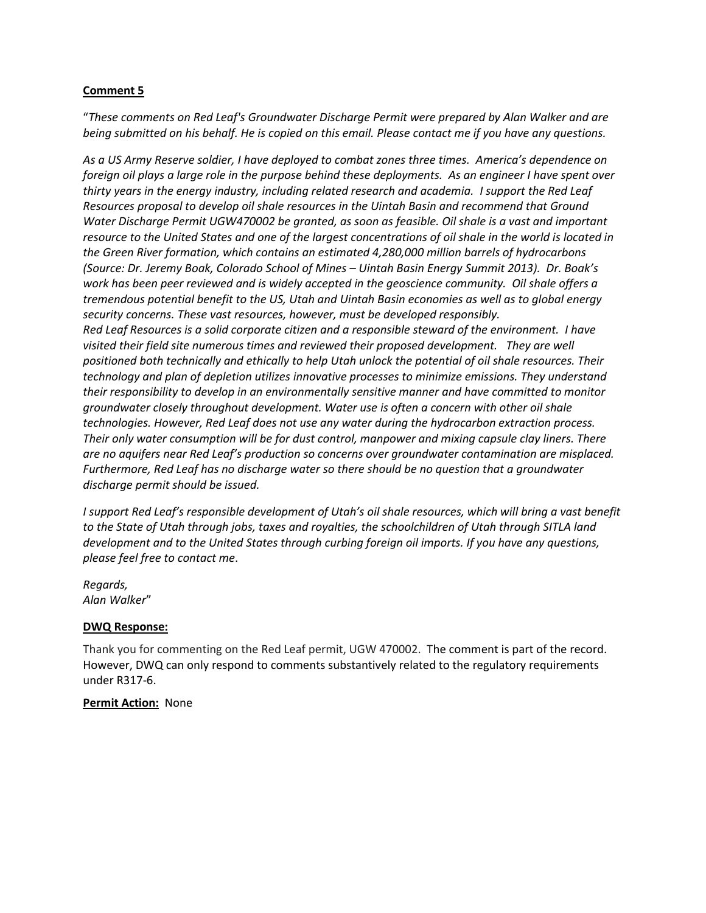**Comment 5**

"*These comments on Red Leaf's Groundwater Discharge Permit were prepared by Alan Walker and are being submitted on his behalf. He is copied on this email. Please contact me if you have any questions.*

*As a US Army Reserve soldier, I have deployed to combat zones three times. America's dependence on foreign oil plays a large role in the purpose behind these deployments. As an engineer I have spent over thirty years in the energy industry, including related research and academia. I support the Red Leaf Resources proposal to develop oil shale resources in the Uintah Basin and recommend that Ground Water Discharge Permit UGW470002 be granted, as soon as feasible. Oil shale is a vast and important resource to the United States and one of the largest concentrations of oil shale in the world is located in the Green River formation, which contains an estimated 4,280,000 million barrels of hydrocarbons (Source: Dr. Jeremy Boak, Colorado School of Mines – Uintah Basin Energy Summit 2013). Dr. Boak's work has been peer reviewed and is widely accepted in the geoscience community. Oil shale offers a tremendous potential benefit to the US, Utah and Uintah Basin economies as well as to global energy security concerns. These vast resources, however, must be developed responsibly.*
*Red Leaf Resources is a solid corporate citizen and a responsible steward of the environment. I have visited their field site numerous times and reviewed their proposed development. They are well positioned both technically and ethically to help Utah unlock the potential of oil shale resources. Their technology and plan of depletion utilizes innovative processes to minimize emissions. They understand their responsibility to develop in an environmentally sensitive manner and have committed to monitor groundwater closely throughout development. Water use is often a concern with other oil shale technologies. However, Red Leaf does not use any water during the hydrocarbon extraction process. Their only water consumption will be for dust control, manpower and mixing capsule clay liners. There are no aquifers near Red Leaf's production so concerns over groundwater contamination are misplaced. Furthermore, Red Leaf has no discharge water so there should be no question that a groundwater discharge permit should be issued.*

*I support Red Leaf's responsible development of Utah's oil shale resources, which will bring a vast benefit to the State of Utah through jobs, taxes and royalties, the schoolchildren of Utah through SITLA land development and to the United States through curbing foreign oil imports. If you have any questions, please feel free to contact me*.

*Regards,*
*Alan Walker*"

**DWQ Response:**

Thank you for commenting on the Red Leaf permit, UGW 470002. The comment is part of the record. However, DWQ can only respond to comments substantively related to the regulatory requirements under R317-6.

**Permit Action:** None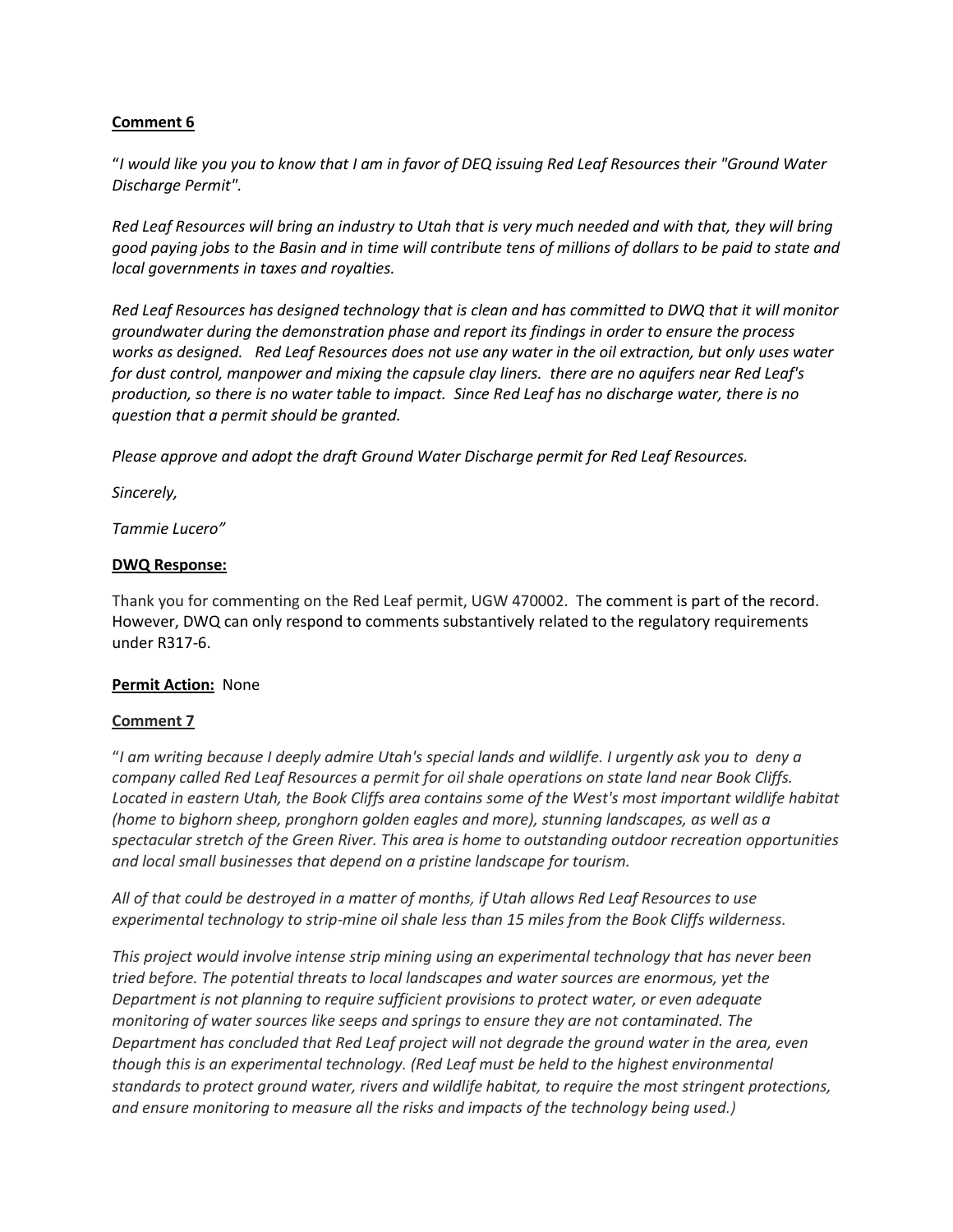**Comment 6**

"*I would like you you to know that I am in favor of DEQ issuing Red Leaf Resources their "Ground Water Discharge Permit".*

*Red Leaf Resources will bring an industry to Utah that is very much needed and with that, they will bring good paying jobs to the Basin and in time will contribute tens of millions of dollars to be paid to state and local governments in taxes and royalties.*

*Red Leaf Resources has designed technology that is clean and has committed to DWQ that it will monitor groundwater during the demonstration phase and report its findings in order to ensure the process works as designed. Red Leaf Resources does not use any water in the oil extraction, but only uses water for dust control, manpower and mixing the capsule clay liners. there are no aquifers near Red Leaf's production, so there is no water table to impact. Since Red Leaf has no discharge water, there is no question that a permit should be granted.*

*Please approve and adopt the draft Ground Water Discharge permit for Red Leaf Resources.*

*Sincerely,*

*Tammie Lucero"*

**DWQ Response:**

Thank you for commenting on the Red Leaf permit, UGW 470002. The comment is part of the record. However, DWQ can only respond to comments substantively related to the regulatory requirements under R317-6.

**Permit Action:** None

**Comment 7**

"*I am writing because I deeply admire Utah's special lands and wildlife. I urgently ask you to deny a company called Red Leaf Resources a permit for oil shale operations on state land near Book Cliffs. Located in eastern Utah, the Book Cliffs area contains some of the West's most important wildlife habitat (home to bighorn sheep, pronghorn golden eagles and more), stunning landscapes, as well as a spectacular stretch of the Green River. This area is home to outstanding outdoor recreation opportunities and local small businesses that depend on a pristine landscape for tourism.*

*All of that could be destroyed in a matter of months, if Utah allows Red Leaf Resources to use experimental technology to strip-mine oil shale less than 15 miles from the Book Cliffs wilderness.*

*This project would involve intense strip mining using an experimental technology that has never been tried before. The potential threats to local landscapes and water sources are enormous, yet the Department is not planning to require sufficient provisions to protect water, or even adequate monitoring of water sources like seeps and springs to ensure they are not contaminated. The Department has concluded that Red Leaf project will not degrade the ground water in the area, even though this is an experimental technology. (Red Leaf must be held to the highest environmental standards to protect ground water, rivers and wildlife habitat, to require the most stringent protections, and ensure monitoring to measure all the risks and impacts of the technology being used.)*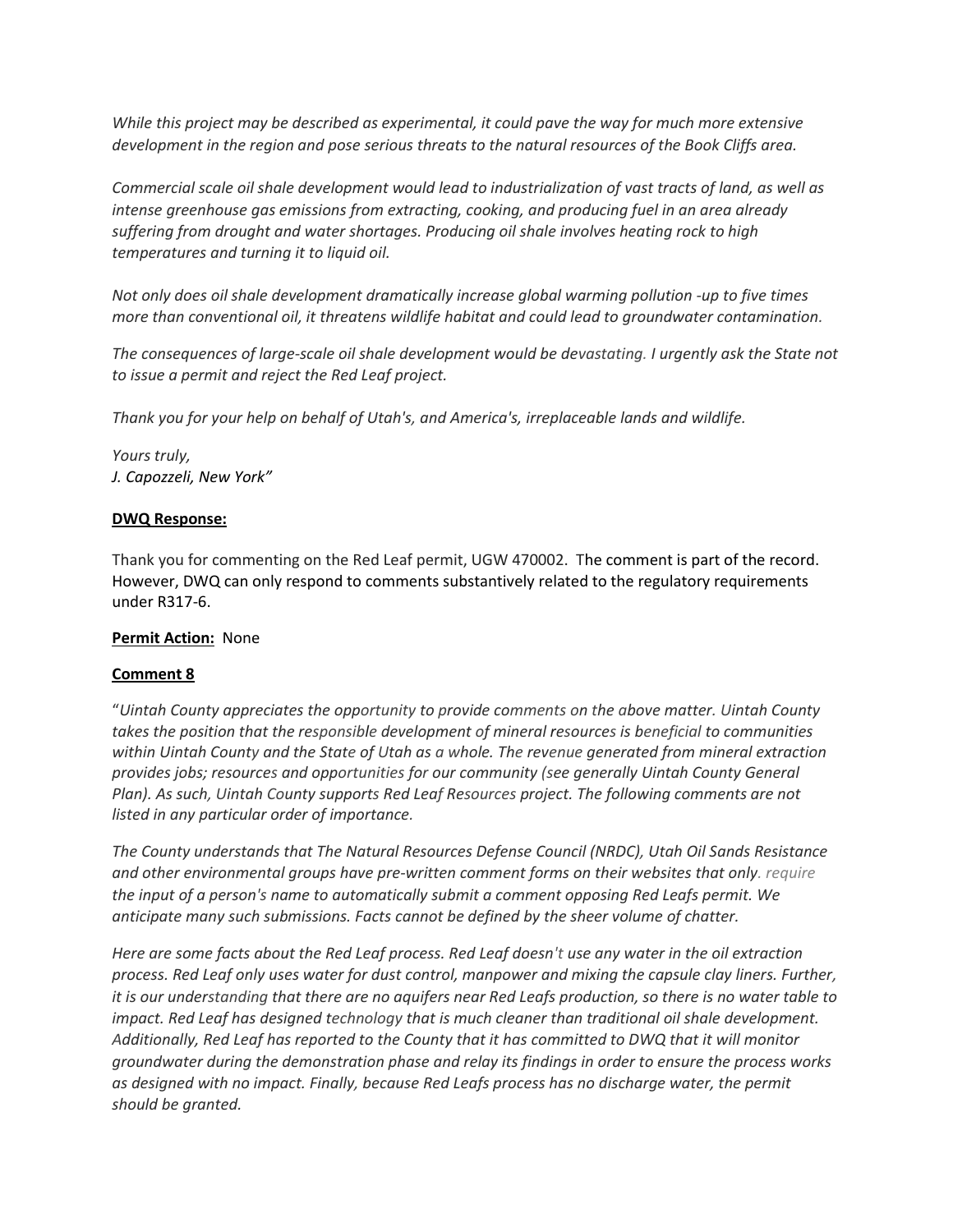*While this project may be described as experimental, it could pave the way for much more extensive development in the region and pose serious threats to the natural resources of the Book Cliffs area.*

*Commercial scale oil shale development would lead to industrialization of vast tracts of land, as well as intense greenhouse gas emissions from extracting, cooking, and producing fuel in an area already suffering from drought and water shortages. Producing oil shale involves heating rock to high temperatures and turning it to liquid oil.*

*Not only does oil shale development dramatically increase global warming pollution -up to five times more than conventional oil, it threatens wildlife habitat and could lead to groundwater contamination.*

*The consequences of large-scale oil shale development would be devastating. I urgently ask the State not to issue a permit and reject the Red Leaf project.*

*Thank you for your help on behalf of Utah's, and America's, irreplaceable lands and wildlife.*

*Yours truly,*
*J. Capozzeli, New York"*

**DWQ Response:**

Thank you for commenting on the Red Leaf permit, UGW 470002. The comment is part of the record. However, DWQ can only respond to comments substantively related to the regulatory requirements under R317-6.

**Permit Action:** None

**Comment 8**

"*Uintah County appreciates the opportunity to provide comments on the above matter. Uintah County takes the position that the responsible development of mineral resources is beneficial to communities within Uintah County and the State of Utah as a whole. The revenue generated from mineral extraction provides jobs; resources and opportunities for our community (see generally Uintah County General Plan). As such, Uintah County supports Red Leaf Resources project. The following comments are not listed in any particular order of importance.*

*The County understands that The Natural Resources Defense Council (NRDC), Utah Oil Sands Resistance and other environmental groups have pre-written comment forms on their websites that only. require the input of a person's name to automatically submit a comment opposing Red Leafs permit. We anticipate many such submissions. Facts cannot be defined by the sheer volume of chatter.*

*Here are some facts about the Red Leaf process. Red Leaf doesn't use any water in the oil extraction process. Red Leaf only uses water for dust control, manpower and mixing the capsule clay liners. Further, it is our understanding that there are no aquifers near Red Leafs production, so there is no water table to impact. Red Leaf has designed technology that is much cleaner than traditional oil shale development. Additionally, Red Leaf has reported to the County that it has committed to DWQ that it will monitor groundwater during the demonstration phase and relay its findings in order to ensure the process works as designed with no impact. Finally, because Red Leafs process has no discharge water, the permit should be granted.*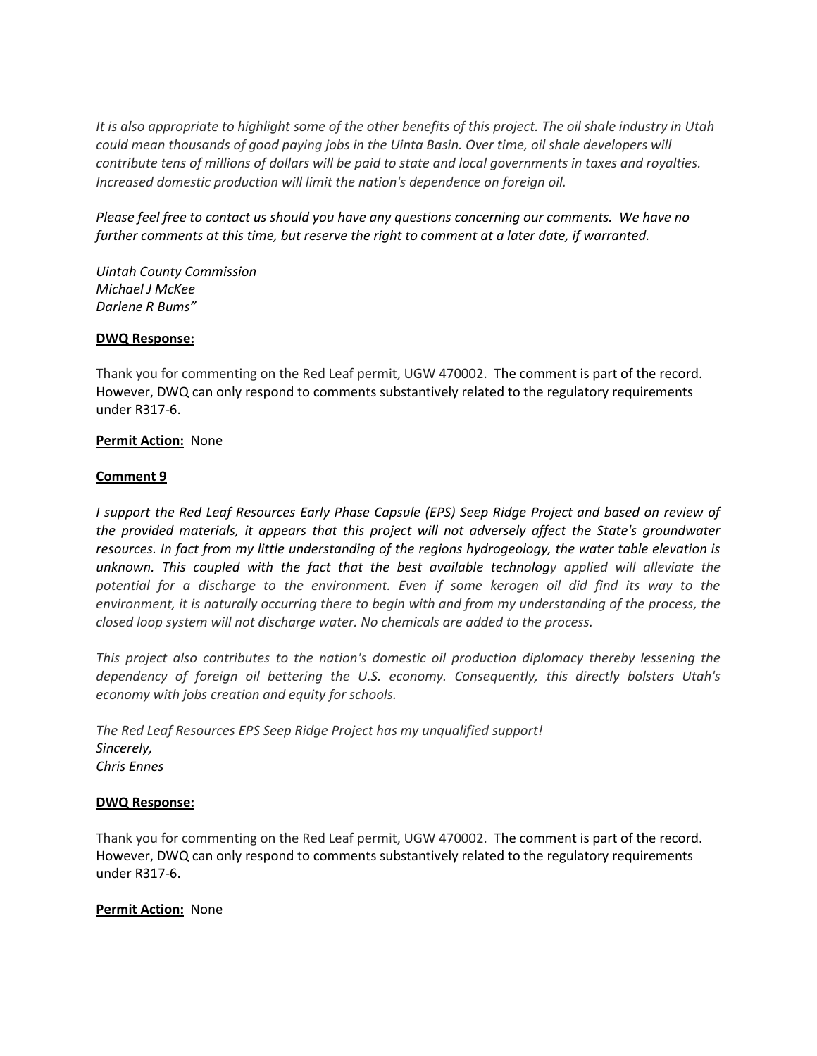*It is also appropriate to highlight some of the other benefits of this project. The oil shale industry in Utah could mean thousands of good paying jobs in the Uinta Basin. Over time, oil shale developers will contribute tens of millions of dollars will be paid to state and local governments in taxes and royalties. Increased domestic production will limit the nation's dependence on foreign oil.*

*Please feel free to contact us should you have any questions concerning our comments. We have no further comments at this time, but reserve the right to comment at a later date, if warranted.*

*Uintah County Commission*
*Michael J McKee*
*Darlene R Bums"*

**DWQ Response:**

Thank you for commenting on the Red Leaf permit, UGW 470002. The comment is part of the record. However, DWQ can only respond to comments substantively related to the regulatory requirements under R317-6.

**Permit Action:** None

**Comment 9**

*I support the Red Leaf Resources Early Phase Capsule (EPS) Seep Ridge Project and based on review of the provided materials, it appears that this project will not adversely affect the State's groundwater resources. In fact from my little understanding of the regions hydrogeology, the water table elevation is unknown. This coupled with the fact that the best available technology applied will alleviate the potential for a discharge to the environment. Even if some kerogen oil did find its way to the environment, it is naturally occurring there to begin with and from my understanding of the process, the closed loop system will not discharge water. No chemicals are added to the process.*

*This project also contributes to the nation's domestic oil production diplomacy thereby lessening the dependency of foreign oil bettering the U.S. economy. Consequently, this directly bolsters Utah's economy with jobs creation and equity for schools.*

*The Red Leaf Resources EPS Seep Ridge Project has my unqualified support!*
*Sincerely,*
*Chris Ennes*

**DWQ Response:**

Thank you for commenting on the Red Leaf permit, UGW 470002. The comment is part of the record. However, DWQ can only respond to comments substantively related to the regulatory requirements under R317-6.

**Permit Action:** None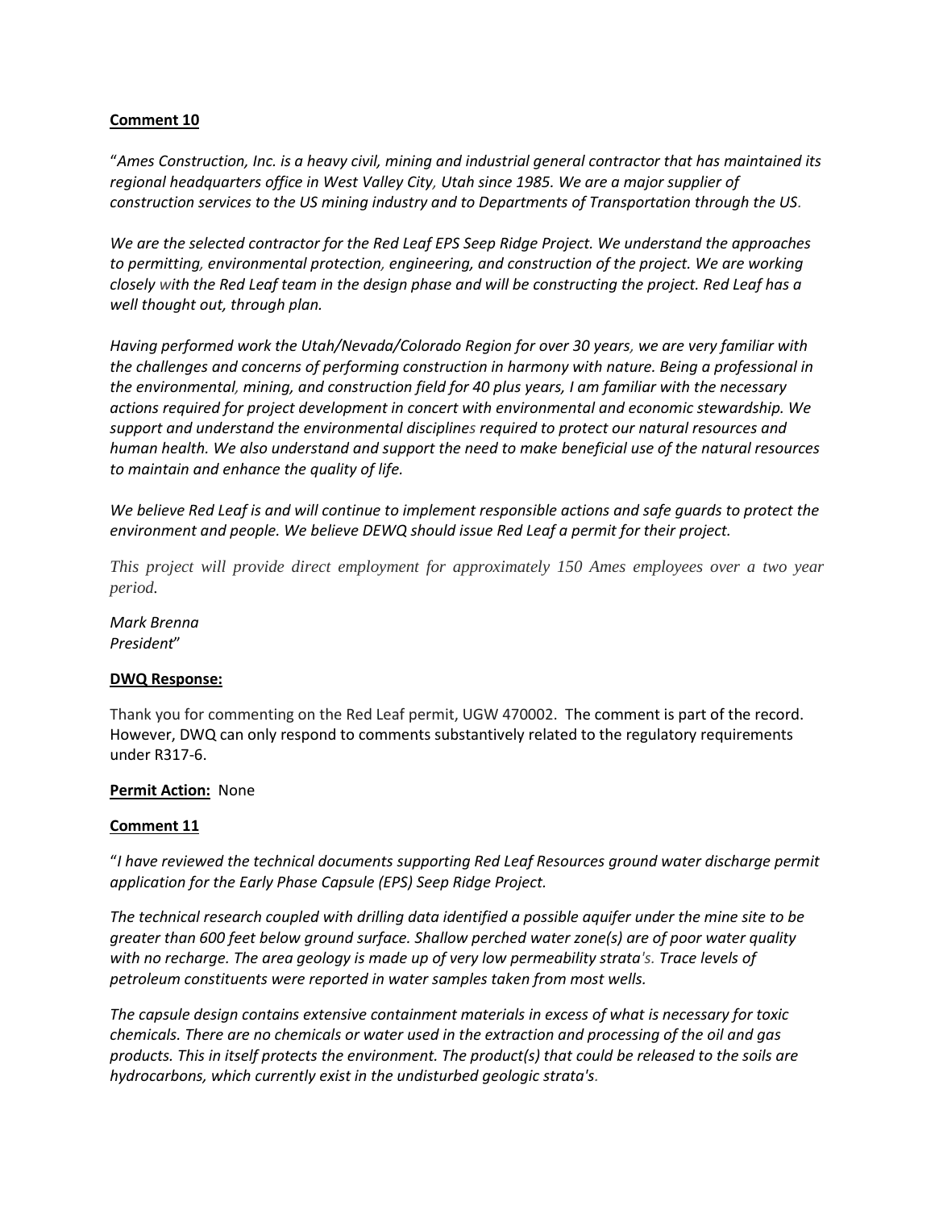**Comment 10**

"*Ames Construction, Inc. is a heavy civil, mining and industrial general contractor that has maintained its regional headquarters office in West Valley City, Utah since 1985. We are a major supplier of construction services to the US mining industry and to Departments of Transportation through the US.*

*We are the selected contractor for the Red Leaf EPS Seep Ridge Project. We understand the approaches to permitting, environmental protection, engineering, and construction of the project. We are working closely with the Red Leaf team in the design phase and will be constructing the project. Red Leaf has a well thought out, through plan.*

*Having performed work the Utah/Nevada/Colorado Region for over 30 years, we are very familiar with the challenges and concerns of performing construction in harmony with nature. Being a professional in the environmental, mining, and construction field for 40 plus years, I am familiar with the necessary actions required for project development in concert with environmental and economic stewardship. We support and understand the environmental disciplines required to protect our natural resources and human health. We also understand and support the need to make beneficial use of the natural resources to maintain and enhance the quality of life.*

*We believe Red Leaf is and will continue to implement responsible actions and safe guards to protect the environment and people. We believe DEWQ should issue Red Leaf a permit for their project.*

*This project will provide direct employment for approximately 150 Ames employees over a two year period.*

*Mark Brenna*
*President*"

**DWQ Response:**

Thank you for commenting on the Red Leaf permit, UGW 470002. The comment is part of the record. However, DWQ can only respond to comments substantively related to the regulatory requirements under R317-6.

**Permit Action:** None

**Comment 11**

"*I have reviewed the technical documents supporting Red Leaf Resources ground water discharge permit application for the Early Phase Capsule (EPS) Seep Ridge Project.*

*The technical research coupled with drilling data identified a possible aquifer under the mine site to be greater than 600 feet below ground surface. Shallow perched water zone(s) are of poor water quality with no recharge. The area geology is made up of very low permeability strata's. Trace levels of petroleum constituents were reported in water samples taken from most wells.*

*The capsule design contains extensive containment materials in excess of what is necessary for toxic chemicals. There are no chemicals or water used in the extraction and processing of the oil and gas products. This in itself protects the environment. The product(s) that could be released to the soils are hydrocarbons, which currently exist in the undisturbed geologic strata's.*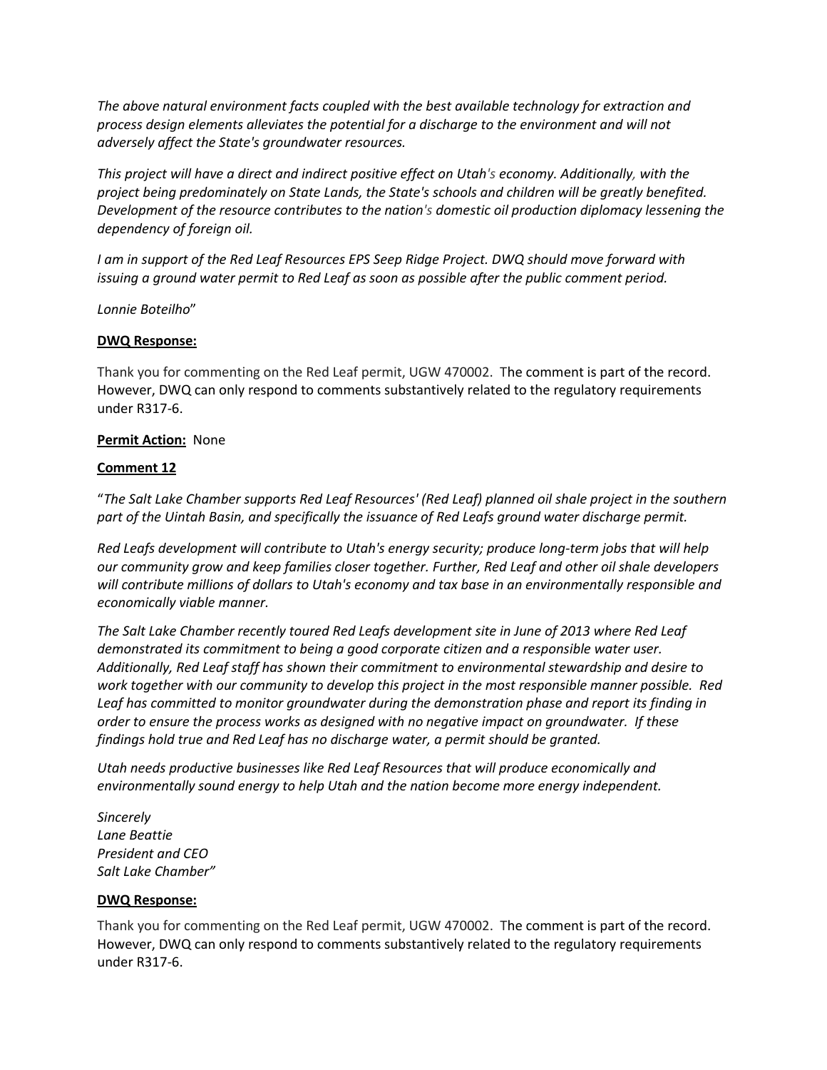*The above natural environment facts coupled with the best available technology for extraction and process design elements alleviates the potential for a discharge to the environment and will not adversely affect the State's groundwater resources.*

*This project will have a direct and indirect positive effect on Utah's economy. Additionally, with the project being predominately on State Lands, the State's schools and children will be greatly benefited. Development of the resource contributes to the nation's domestic oil production diplomacy lessening the dependency of foreign oil.*

*I am in support of the Red Leaf Resources EPS Seep Ridge Project. DWQ should move forward with issuing a ground water permit to Red Leaf as soon as possible after the public comment period.*

*Lonnie Boteilho*"

**DWQ Response:**

Thank you for commenting on the Red Leaf permit, UGW 470002. The comment is part of the record. However, DWQ can only respond to comments substantively related to the regulatory requirements under R317-6.

**Permit Action:** None

**Comment 12**

"*The Salt Lake Chamber supports Red Leaf Resources' (Red Leaf) planned oil shale project in the southern part of the Uintah Basin, and specifically the issuance of Red Leafs ground water discharge permit.*

*Red Leafs development will contribute to Utah's energy security; produce long-term jobs that will help our community grow and keep families closer together. Further, Red Leaf and other oil shale developers will contribute millions of dollars to Utah's economy and tax base in an environmentally responsible and economically viable manner.*

*The Salt Lake Chamber recently toured Red Leafs development site in June of 2013 where Red Leaf demonstrated its commitment to being a good corporate citizen and a responsible water user. Additionally, Red Leaf staff has shown their commitment to environmental stewardship and desire to work together with our community to develop this project in the most responsible manner possible. Red Leaf has committed to monitor groundwater during the demonstration phase and report its finding in order to ensure the process works as designed with no negative impact on groundwater. If these findings hold true and Red Leaf has no discharge water, a permit should be granted.*

*Utah needs productive businesses like Red Leaf Resources that will produce economically and environmentally sound energy to help Utah and the nation become more energy independent.*

*Sincerely*
*Lane Beattie*
*President and CEO*
*Salt Lake Chamber"*

**DWQ Response:**

Thank you for commenting on the Red Leaf permit, UGW 470002. The comment is part of the record. However, DWQ can only respond to comments substantively related to the regulatory requirements under R317-6.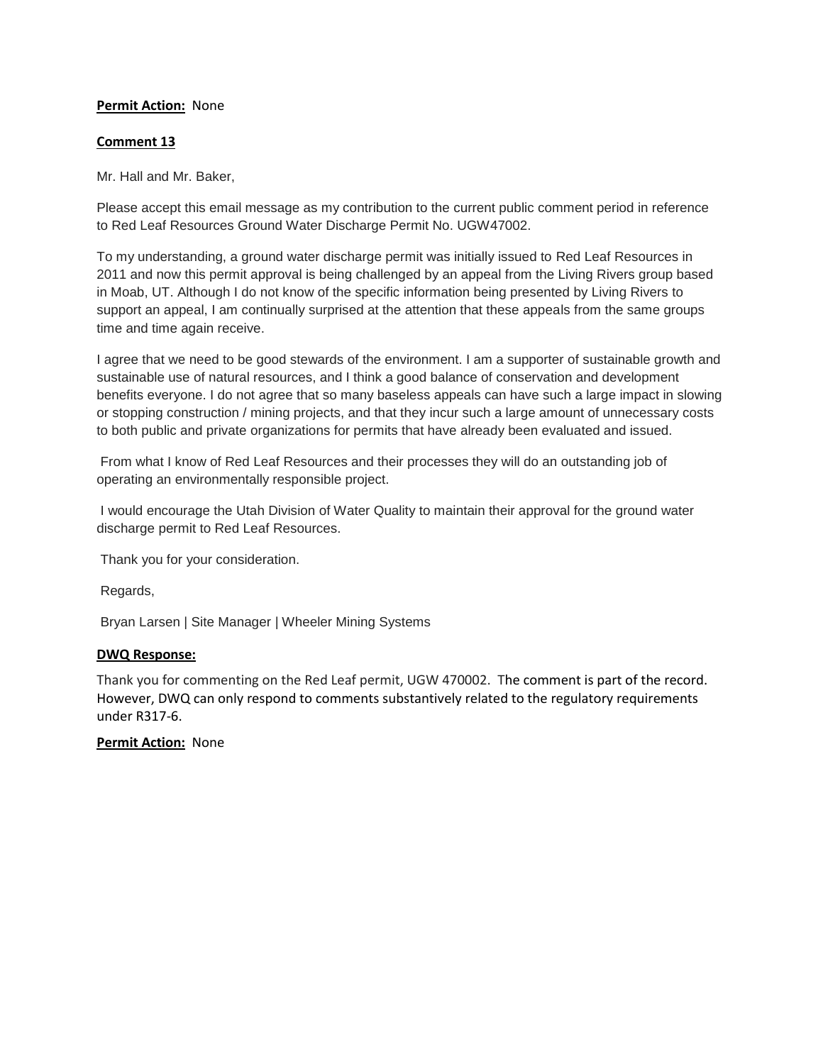**Permit Action:** None

**Comment 13**

Mr. Hall and Mr. Baker,

Please accept this email message as my contribution to the current public comment period in reference to Red Leaf Resources Ground Water Discharge Permit No. UGW47002.

To my understanding, a ground water discharge permit was initially issued to Red Leaf Resources in 2011 and now this permit approval is being challenged by an appeal from the Living Rivers group based in Moab, UT. Although I do not know of the specific information being presented by Living Rivers to support an appeal, I am continually surprised at the attention that these appeals from the same groups time and time again receive.

I agree that we need to be good stewards of the environment. I am a supporter of sustainable growth and sustainable use of natural resources, and I think a good balance of conservation and development benefits everyone. I do not agree that so many baseless appeals can have such a large impact in slowing or stopping construction / mining projects, and that they incur such a large amount of unnecessary costs to both public and private organizations for permits that have already been evaluated and issued.

From what I know of Red Leaf Resources and their processes they will do an outstanding job of operating an environmentally responsible project.

I would encourage the Utah Division of Water Quality to maintain their approval for the ground water discharge permit to Red Leaf Resources.

Thank you for your consideration.

Regards,

Bryan Larsen | Site Manager | Wheeler Mining Systems

**DWQ Response:**

Thank you for commenting on the Red Leaf permit, UGW 470002. The comment is part of the record. However, DWQ can only respond to comments substantively related to the regulatory requirements under R317-6.

**Permit Action:** None